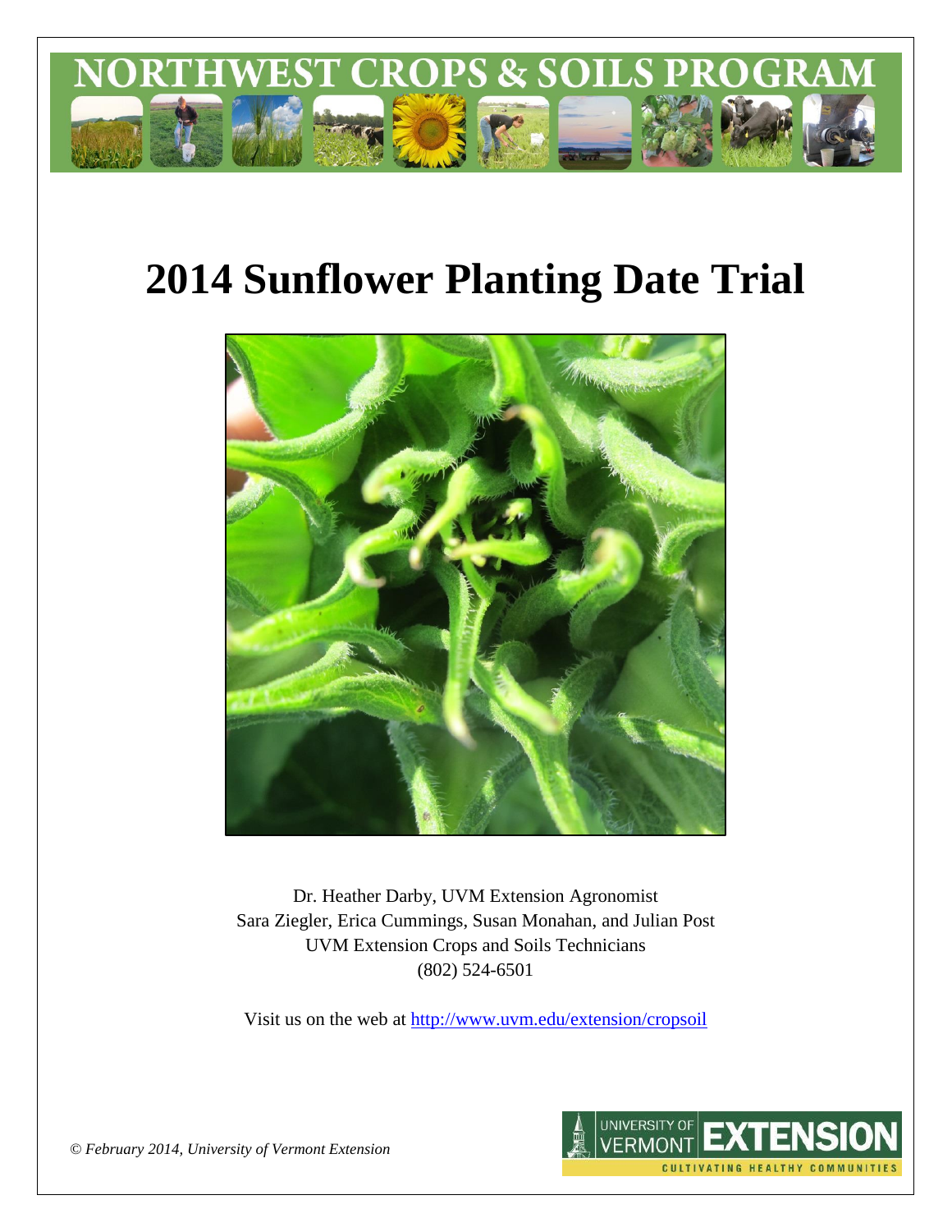# NORTHWEST CROPS & SOILS PROGRAM

# 2014 Sunflower Planting Date Trial

Dr. Heather Darby, UVM Extension Agronomist
Sara Ziegler, Erica Cummings, Susan Monahan, and Julian Post
UVM Extension Crops and Soils Technicians
(802) 524-6501

Visit us on the web at http://www.uvm.edu/extension/cropsoil

*© February 2014, University of Vermont Extension*

UNIVERSITY OF VERMONT EXTENSION
CULTIVATING HEALTHY COMMUNITIES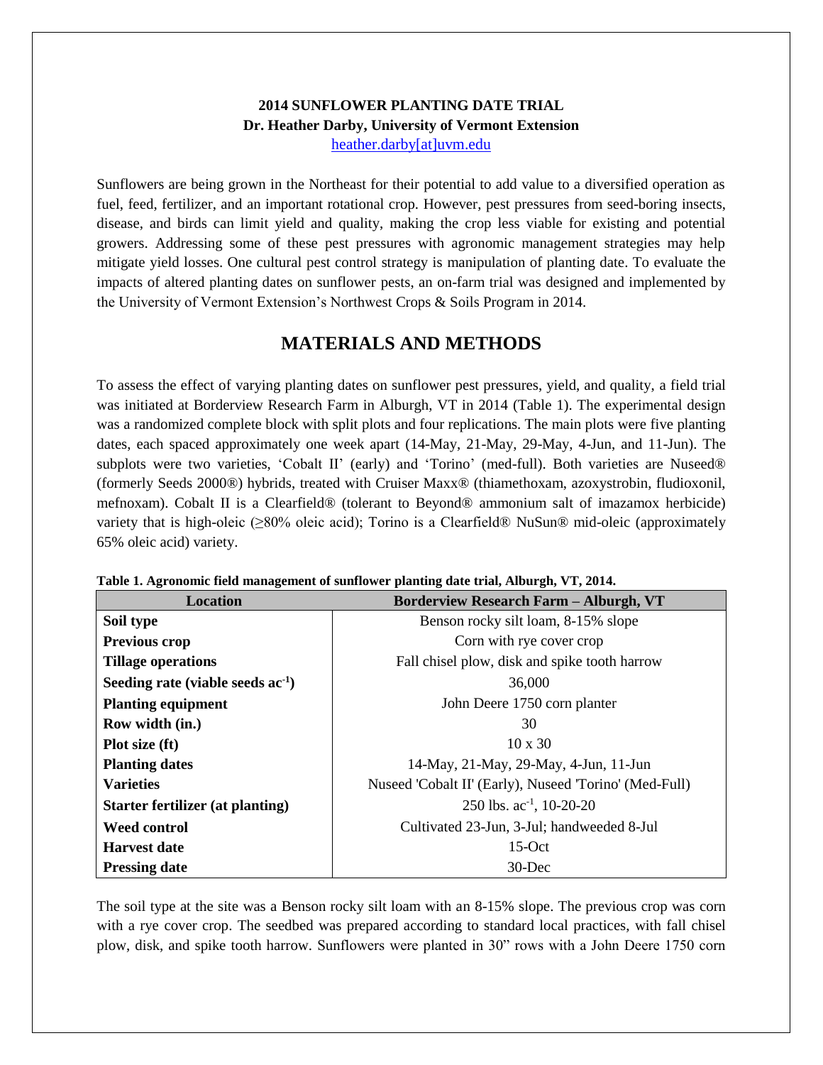**2014 SUNFLOWER PLANTING DATE TRIAL**
**Dr. Heather Darby, University of Vermont Extension**
heather.darby[at]uvm.edu

Sunflowers are being grown in the Northeast for their potential to add value to a diversified operation as fuel, feed, fertilizer, and an important rotational crop. However, pest pressures from seed-boring insects, disease, and birds can limit yield and quality, making the crop less viable for existing and potential growers. Addressing some of these pest pressures with agronomic management strategies may help mitigate yield losses. One cultural pest control strategy is manipulation of planting date. To evaluate the impacts of altered planting dates on sunflower pests, an on-farm trial was designed and implemented by the University of Vermont Extension's Northwest Crops & Soils Program in 2014.

## MATERIALS AND METHODS

To assess the effect of varying planting dates on sunflower pest pressures, yield, and quality, a field trial was initiated at Borderview Research Farm in Alburgh, VT in 2014 (Table 1). The experimental design was a randomized complete block with split plots and four replications. The main plots were five planting dates, each spaced approximately one week apart (14-May, 21-May, 29-May, 4-Jun, and 11-Jun). The subplots were two varieties, 'Cobalt II' (early) and 'Torino' (med-full). Both varieties are Nuseed® (formerly Seeds 2000®) hybrids, treated with Cruiser Maxx® (thiamethoxam, azoxystrobin, fludioxonil, mefnoxam). Cobalt II is a Clearfield® (tolerant to Beyond® ammonium salt of imazamox herbicide) variety that is high-oleic (≥80% oleic acid); Torino is a Clearfield® NuSun® mid-oleic (approximately 65% oleic acid) variety.

**Table 1. Agronomic field management of sunflower planting date trial, Alburgh, VT, 2014.**

| Location | Borderview Research Farm – Alburgh, VT |
|---|---|
| **Soil type** | Benson rocky silt loam, 8-15% slope |
| **Previous crop** | Corn with rye cover crop |
| **Tillage operations** | Fall chisel plow, disk and spike tooth harrow |
| **Seeding rate (viable seeds ac$^{-1}$)** | 36,000 |
| **Planting equipment** | John Deere 1750 corn planter |
| **Row width (in.)** | 30 |
| **Plot size (ft)** | 10 x 30 |
| **Planting dates** | 14-May, 21-May, 29-May, 4-Jun, 11-Jun |
| **Varieties** | Nuseed 'Cobalt II' (Early), Nuseed 'Torino' (Med-Full) |
| **Starter fertilizer (at planting)** | 250 lbs. ac$^{-1}$, 10-20-20 |
| **Weed control** | Cultivated 23-Jun, 3-Jul; handweeded 8-Jul |
| **Harvest date** | 15-Oct |
| **Pressing date** | 30-Dec |

The soil type at the site was a Benson rocky silt loam with an 8-15% slope. The previous crop was corn with a rye cover crop. The seedbed was prepared according to standard local practices, with fall chisel plow, disk, and spike tooth harrow. Sunflowers were planted in 30" rows with a John Deere 1750 corn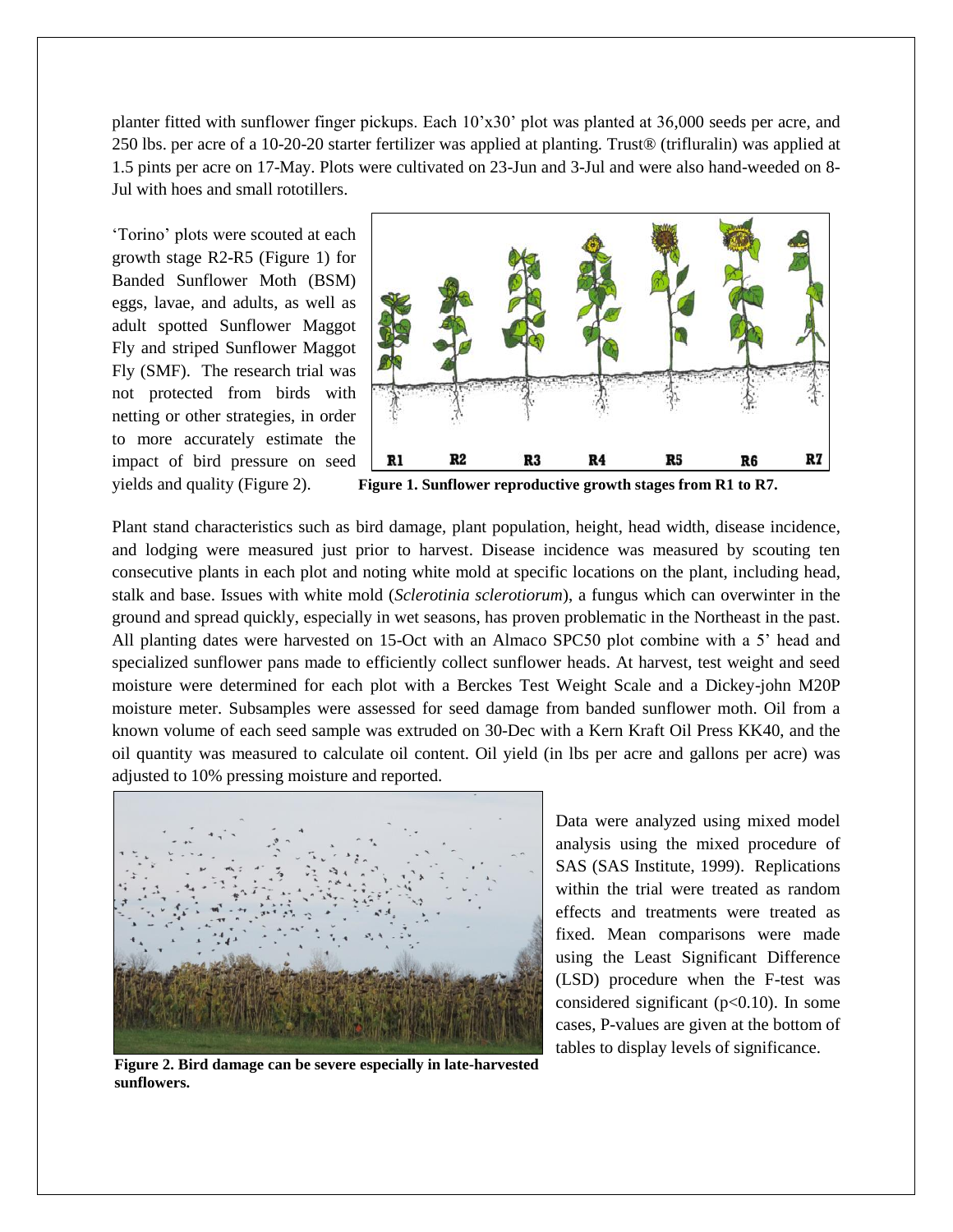planter fitted with sunflower finger pickups. Each 10'x30' plot was planted at 36,000 seeds per acre, and 250 lbs. per acre of a 10-20-20 starter fertilizer was applied at planting. Trust® (trifluralin) was applied at 1.5 pints per acre on 17-May. Plots were cultivated on 23-Jun and 3-Jul and were also hand-weeded on 8-Jul with hoes and small rototillers.

'Torino' plots were scouted at each growth stage R2-R5 (Figure 1) for Banded Sunflower Moth (BSM) eggs, lavae, and adults, as well as adult spotted Sunflower Maggot Fly and striped Sunflower Maggot Fly (SMF). The research trial was not protected from birds with netting or other strategies, in order to more accurately estimate the impact of bird pressure on seed yields and quality (Figure 2).

R1 R2 R3 R4 R5 R6 R7

**Figure 1. Sunflower reproductive growth stages from R1 to R7.**

Plant stand characteristics such as bird damage, plant population, height, head width, disease incidence, and lodging were measured just prior to harvest. Disease incidence was measured by scouting ten consecutive plants in each plot and noting white mold at specific locations on the plant, including head, stalk and base. Issues with white mold (*Sclerotinia sclerotiorum*), a fungus which can overwinter in the ground and spread quickly, especially in wet seasons, has proven problematic in the Northeast in the past. All planting dates were harvested on 15-Oct with an Almaco SPC50 plot combine with a 5' head and specialized sunflower pans made to efficiently collect sunflower heads. At harvest, test weight and seed moisture were determined for each plot with a Berckes Test Weight Scale and a Dickey-john M20P moisture meter. Subsamples were assessed for seed damage from banded sunflower moth. Oil from a known volume of each seed sample was extruded on 30-Dec with a Kern Kraft Oil Press KK40, and the oil quantity was measured to calculate oil content. Oil yield (in lbs per acre and gallons per acre) was adjusted to 10% pressing moisture and reported.

**Figure 2. Bird damage can be severe especially in late-harvested sunflowers.**

Data were analyzed using mixed model analysis using the mixed procedure of SAS (SAS Institute, 1999). Replications within the trial were treated as random effects and treatments were treated as fixed. Mean comparisons were made using the Least Significant Difference (LSD) procedure when the F-test was considered significant ($p<0.10$). In some cases, P-values are given at the bottom of tables to display levels of significance.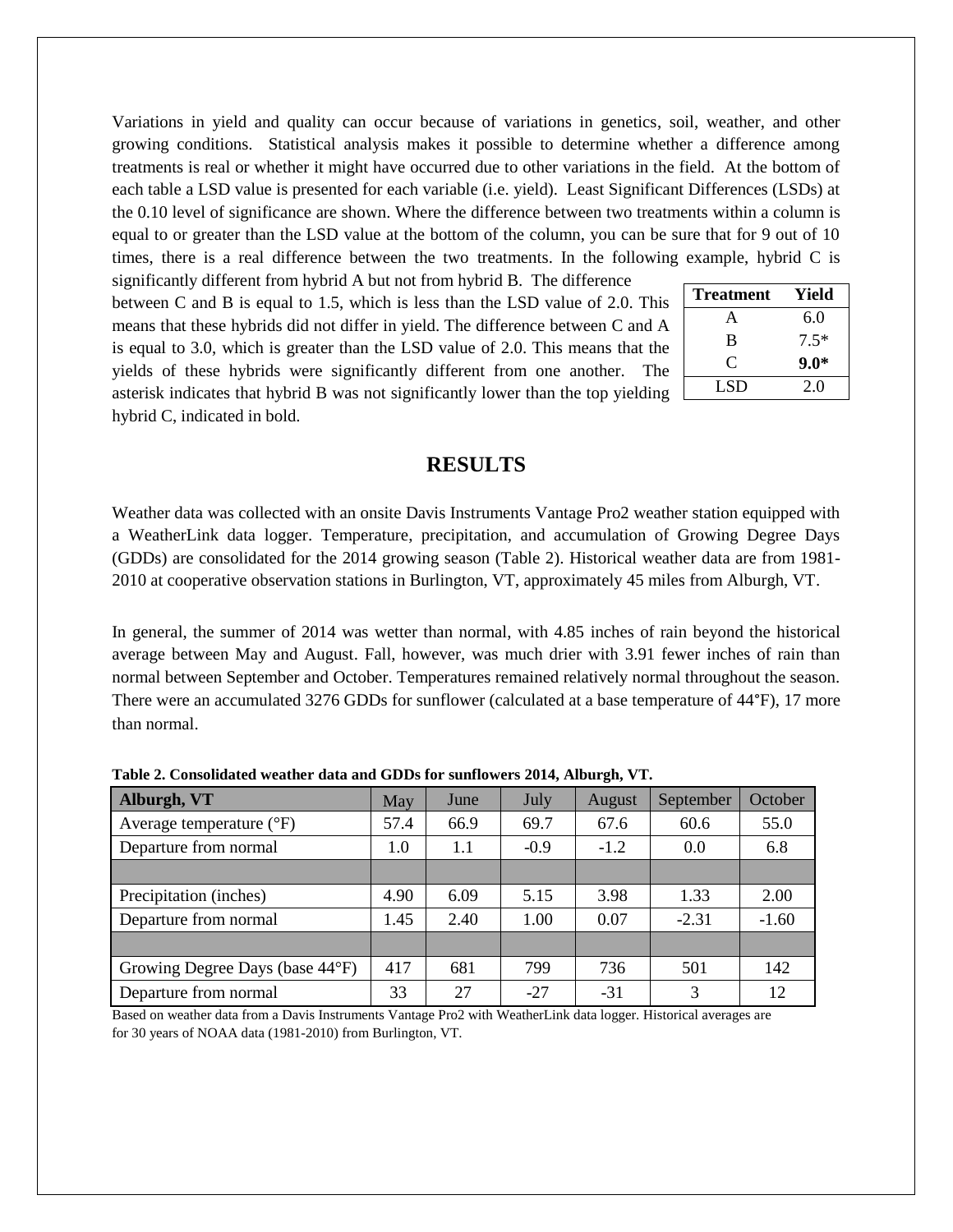Variations in yield and quality can occur because of variations in genetics, soil, weather, and other growing conditions. Statistical analysis makes it possible to determine whether a difference among treatments is real or whether it might have occurred due to other variations in the field. At the bottom of each table a LSD value is presented for each variable (i.e. yield). Least Significant Differences (LSDs) at the 0.10 level of significance are shown. Where the difference between two treatments within a column is equal to or greater than the LSD value at the bottom of the column, you can be sure that for 9 out of 10 times, there is a real difference between the two treatments. In the following example, hybrid C is significantly different from hybrid A but not from hybrid B. The difference between C and B is equal to 1.5, which is less than the LSD value of 2.0. This means that these hybrids did not differ in yield. The difference between C and A is equal to 3.0, which is greater than the LSD value of 2.0. This means that the yields of these hybrids were significantly different from one another. The asterisk indicates that hybrid B was not significantly lower than the top yielding hybrid C, indicated in bold.

| Treatment | Yield |
|---|---|
| A | 6.0 |
| B | 7.5* |
| C | **9.0*** |
| LSD | 2.0 |

# RESULTS

Weather data was collected with an onsite Davis Instruments Vantage Pro2 weather station equipped with a WeatherLink data logger. Temperature, precipitation, and accumulation of Growing Degree Days (GDDs) are consolidated for the 2014 growing season (Table 2). Historical weather data are from 1981-2010 at cooperative observation stations in Burlington, VT, approximately 45 miles from Alburgh, VT.

In general, the summer of 2014 was wetter than normal, with 4.85 inches of rain beyond the historical average between May and August. Fall, however, was much drier with 3.91 fewer inches of rain than normal between September and October. Temperatures remained relatively normal throughout the season. There were an accumulated 3276 GDDs for sunflower (calculated at a base temperature of 44°F), 17 more than normal.

**Table 2. Consolidated weather data and GDDs for sunflowers 2014, Alburgh, VT.**

| **Alburgh, VT** | May | June | July | August | September | October |
|---|---|---|---|---|---|---|
| Average temperature (°F) | 57.4 | 66.9 | 69.7 | 67.6 | 60.6 | 55.0 |
| Departure from normal | 1.0 | 1.1 | -0.9 | -1.2 | 0.0 | 6.8 |
| | | | | | | |
| Precipitation (inches) | 4.90 | 6.09 | 5.15 | 3.98 | 1.33 | 2.00 |
| Departure from normal | 1.45 | 2.40 | 1.00 | 0.07 | -2.31 | -1.60 |
| | | | | | | |
| Growing Degree Days (base 44°F) | 417 | 681 | 799 | 736 | 501 | 142 |
| Departure from normal | 33 | 27 | -27 | -31 | 3 | 12 |

Based on weather data from a Davis Instruments Vantage Pro2 with WeatherLink data logger. Historical averages are for 30 years of NOAA data (1981-2010) from Burlington, VT.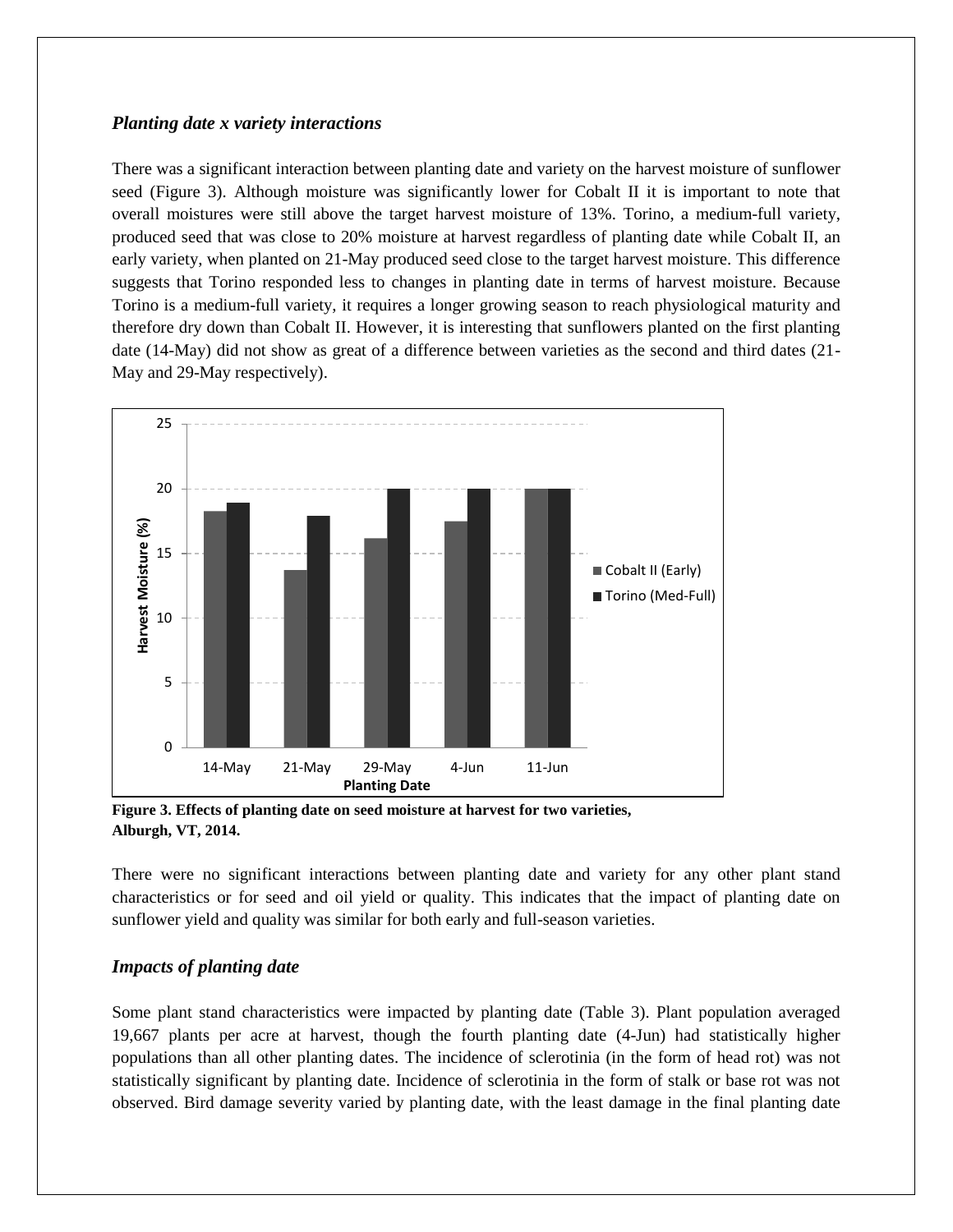### *Planting date x variety interactions*

There was a significant interaction between planting date and variety on the harvest moisture of sunflower seed (Figure 3). Although moisture was significantly lower for Cobalt II it is important to note that overall moistures were still above the target harvest moisture of 13%. Torino, a medium-full variety, produced seed that was close to 20% moisture at harvest regardless of planting date while Cobalt II, an early variety, when planted on 21-May produced seed close to the target harvest moisture. This difference suggests that Torino responded less to changes in planting date in terms of harvest moisture. Because Torino is a medium-full variety, it requires a longer growing season to reach physiological maturity and therefore dry down than Cobalt II. However, it is interesting that sunflowers planted on the first planting date (14-May) did not show as great of a difference between varieties as the second and third dates (21-May and 29-May respectively).

25
20
15
10
5
0
Harvest Moisture (%)
14-May 21-May 29-May 4-Jun 11-Jun
Planting Date
Cobalt II (Early)
Torino (Med-Full)

**Figure 3. Effects of planting date on seed moisture at harvest for two varieties, Alburgh, VT, 2014.**

There were no significant interactions between planting date and variety for any other plant stand characteristics or for seed and oil yield or quality. This indicates that the impact of planting date on sunflower yield and quality was similar for both early and full-season varieties.

### *Impacts of planting date*

Some plant stand characteristics were impacted by planting date (Table 3). Plant population averaged 19,667 plants per acre at harvest, though the fourth planting date (4-Jun) had statistically higher populations than all other planting dates. The incidence of sclerotinia (in the form of head rot) was not statistically significant by planting date. Incidence of sclerotinia in the form of stalk or base rot was not observed. Bird damage severity varied by planting date, with the least damage in the final planting date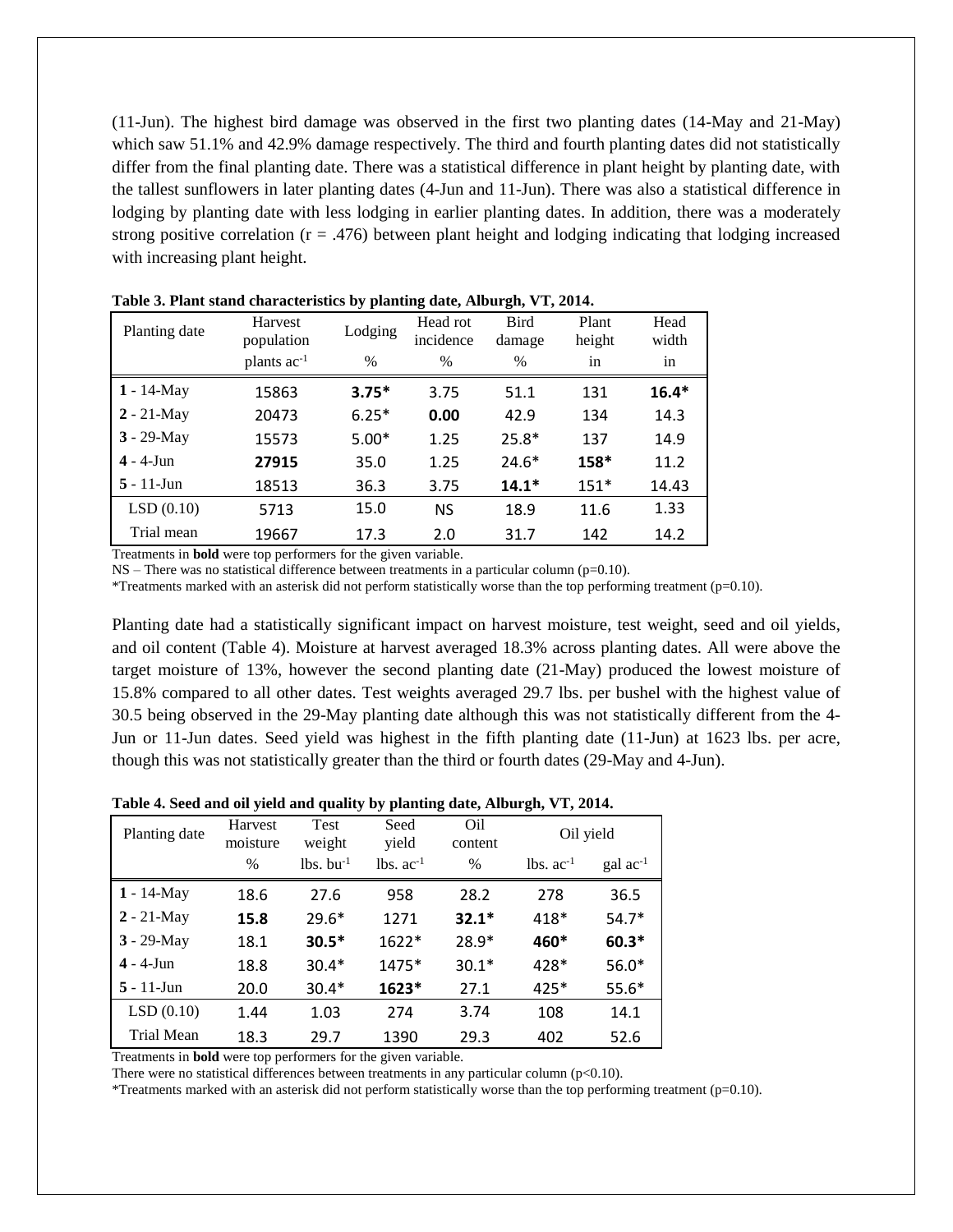(11-Jun). The highest bird damage was observed in the first two planting dates (14-May and 21-May) which saw 51.1% and 42.9% damage respectively. The third and fourth planting dates did not statistically differ from the final planting date. There was a statistical difference in plant height by planting date, with the tallest sunflowers in later planting dates (4-Jun and 11-Jun). There was also a statistical difference in lodging by planting date with less lodging in earlier planting dates. In addition, there was a moderately strong positive correlation (r = .476) between plant height and lodging indicating that lodging increased with increasing plant height.

**Table 3. Plant stand characteristics by planting date, Alburgh, VT, 2014.**

| Planting date | Harvest population | Lodging | Head rot incidence | Bird damage | Plant height | Head width |
|---|---|---|---|---|---|---|
| | plants $ac^{-1}$ | % | % | % | in | in |
| **1** - 14-May | 15863 | **3.75*** | 3.75 | 51.1 | 131 | **16.4*** |
| **2** - 21-May | 20473 | 6.25* | **0.00** | 42.9 | 134 | 14.3 |
| **3** - 29-May | 15573 | 5.00* | 1.25 | 25.8* | 137 | 14.9 |
| **4** - 4-Jun | **27915** | 35.0 | 1.25 | 24.6* | **158*** | 11.2 |
| **5** - 11-Jun | 18513 | 36.3 | 3.75 | **14.1*** | 151* | 14.43 |
| LSD (0.10) | 5713 | 15.0 | NS | 18.9 | 11.6 | 1.33 |
| Trial mean | 19667 | 17.3 | 2.0 | 31.7 | 142 | 14.2 |

Treatments in **bold** were top performers for the given variable.
NS – There was no statistical difference between treatments in a particular column (p=0.10).
*Treatments marked with an asterisk did not perform statistically worse than the top performing treatment (p=0.10).

Planting date had a statistically significant impact on harvest moisture, test weight, seed and oil yields, and oil content (Table 4). Moisture at harvest averaged 18.3% across planting dates. All were above the target moisture of 13%, however the second planting date (21-May) produced the lowest moisture of 15.8% compared to all other dates. Test weights averaged 29.7 lbs. per bushel with the highest value of 30.5 being observed in the 29-May planting date although this was not statistically different from the 4-Jun or 11-Jun dates. Seed yield was highest in the fifth planting date (11-Jun) at 1623 lbs. per acre, though this was not statistically greater than the third or fourth dates (29-May and 4-Jun).

**Table 4. Seed and oil yield and quality by planting date, Alburgh, VT, 2014.**

| Planting date | Harvest moisture | Test weight | Seed yield | Oil content | Oil yield | |
|---|---|---|---|---|---|---|
| | % | lbs. $bu^{-1}$ | lbs. $ac^{-1}$ | % | lbs. $ac^{-1}$ | gal $ac^{-1}$ |
| **1** - 14-May | 18.6 | 27.6 | 958 | 28.2 | 278 | 36.5 |
| **2** - 21-May | **15.8** | 29.6* | 1271 | **32.1*** | 418* | 54.7* |
| **3** - 29-May | 18.1 | **30.5*** | 1622* | 28.9* | **460*** | **60.3*** |
| **4** - 4-Jun | 18.8 | 30.4* | 1475* | 30.1* | 428* | 56.0* |
| **5** - 11-Jun | 20.0 | 30.4* | **1623*** | 27.1 | 425* | 55.6* |
| LSD (0.10) | 1.44 | 1.03 | 274 | 3.74 | 108 | 14.1 |
| Trial Mean | 18.3 | 29.7 | 1390 | 29.3 | 402 | 52.6 |

Treatments in **bold** were top performers for the given variable.
There were no statistical differences between treatments in any particular column (p<0.10).
*Treatments marked with an asterisk did not perform statistically worse than the top performing treatment (p=0.10).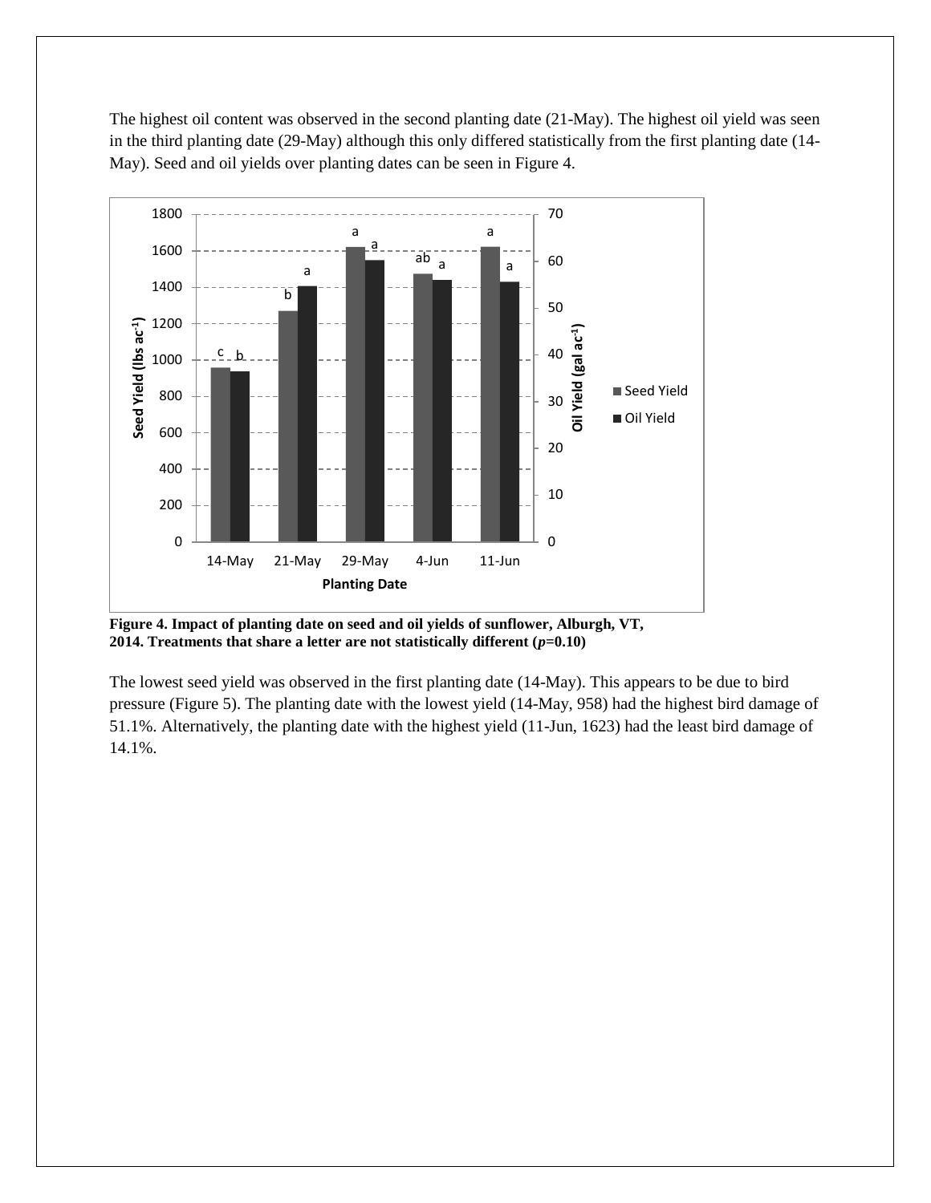The highest oil content was observed in the second planting date (21-May). The highest oil yield was seen in the third planting date (29-May) although this only differed statistically from the first planting date (14-May). Seed and oil yields over planting dates can be seen in Figure 4.

**Figure 4. Impact of planting date on seed and oil yields of sunflower, Alburgh, VT, 2014. Treatments that share a letter are not statistically different (*p*=0.10)**

The lowest seed yield was observed in the first planting date (14-May). This appears to be due to bird pressure (Figure 5). The planting date with the lowest yield (14-May, 958) had the highest bird damage of 51.1%. Alternatively, the planting date with the highest yield (11-Jun, 1623) had the least bird damage of 14.1%.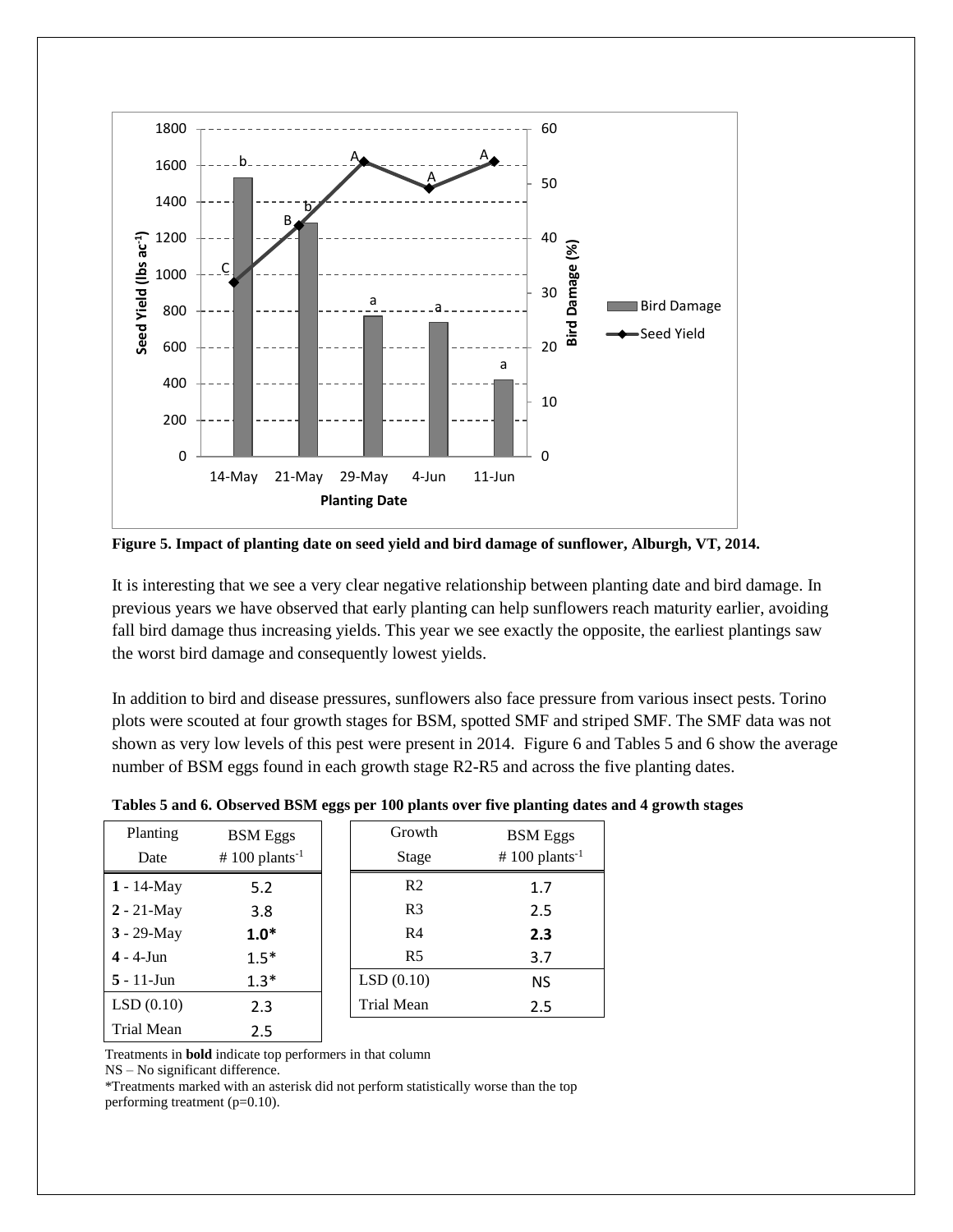1800
1600
1400
1200
1000
800
600
400
200
0

60
50
40
30
20
10
0

Seed Yield (lbs ac$^{-1}$)

Bird Damage (%)

b
b
a
a
a

C
B
A
A
A

14-May 21-May 29-May 4-Jun 11-Jun

Planting Date

Bird Damage

Seed Yield

**Figure 5. Impact of planting date on seed yield and bird damage of sunflower, Alburgh, VT, 2014.**

It is interesting that we see a very clear negative relationship between planting date and bird damage. In previous years we have observed that early planting can help sunflowers reach maturity earlier, avoiding fall bird damage thus increasing yields. This year we see exactly the opposite, the earliest plantings saw the worst bird damage and consequently lowest yields.

In addition to bird and disease pressures, sunflowers also face pressure from various insect pests. Torino plots were scouted at four growth stages for BSM, spotted SMF and striped SMF. The SMF data was not shown as very low levels of this pest were present in 2014. Figure 6 and Tables 5 and 6 show the average number of BSM eggs found in each growth stage R2-R5 and across the five planting dates.

**Tables 5 and 6. Observed BSM eggs per 100 plants over five planting dates and 4 growth stages**

| Planting Date | BSM Eggs # 100 plants$^{-1}$ |
|---|---|
| **1** - 14-May | 5.2 |
| **2** - 21-May | 3.8 |
| **3** - 29-May | **1.0*** |
| **4** - 4-Jun | 1.5* |
| **5** - 11-Jun | 1.3* |
| LSD (0.10) | 2.3 |
| Trial Mean | 2.5 |

| Growth Stage | BSM Eggs # 100 plants$^{-1}$ |
|---|---|
| R2 | 1.7 |
| R3 | 2.5 |
| R4 | **2.3** |
| R5 | 3.7 |
| LSD (0.10) | NS |
| Trial Mean | 2.5 |

Treatments in **bold** indicate top performers in that column
NS – No significant difference.
*Treatments marked with an asterisk did not perform statistically worse than the top performing treatment (p=0.10).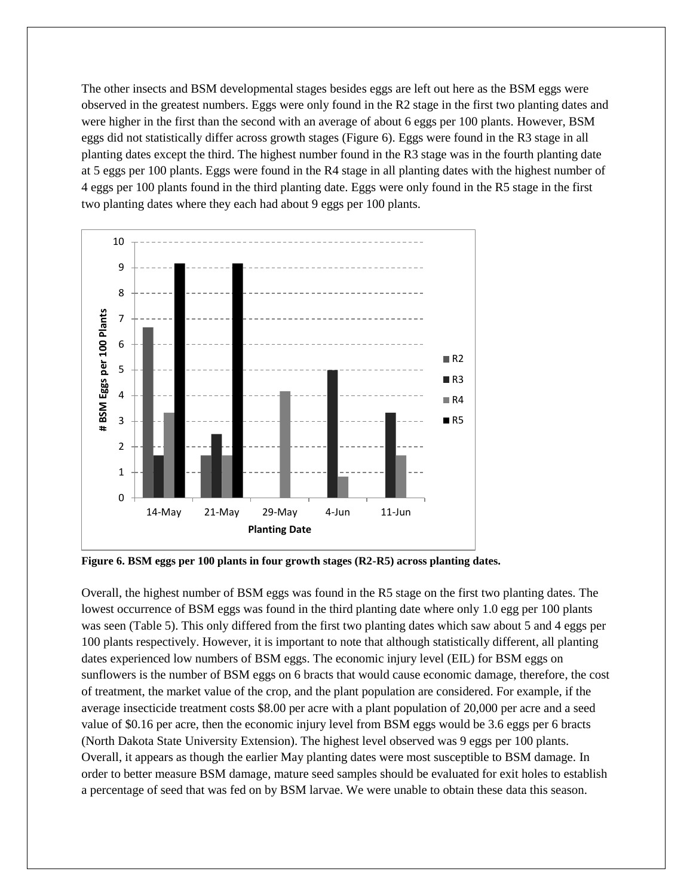The other insects and BSM developmental stages besides eggs are left out here as the BSM eggs were observed in the greatest numbers. Eggs were only found in the R2 stage in the first two planting dates and were higher in the first than the second with an average of about 6 eggs per 100 plants. However, BSM eggs did not statistically differ across growth stages (Figure 6). Eggs were found in the R3 stage in all planting dates except the third. The highest number found in the R3 stage was in the fourth planting date at 5 eggs per 100 plants. Eggs were found in the R4 stage in all planting dates with the highest number of 4 eggs per 100 plants found in the third planting date. Eggs were only found in the R5 stage in the first two planting dates where they each had about 9 eggs per 100 plants.

10
9
8
7
6
5
4
3
2
1
0

# BSM Eggs per 100 Plants

14-May
21-May
29-May
4-Jun
11-Jun

Planting Date

R2
R3
R4
R5

**Figure 6. BSM eggs per 100 plants in four growth stages (R2-R5) across planting dates.**

Overall, the highest number of BSM eggs was found in the R5 stage on the first two planting dates. The lowest occurrence of BSM eggs was found in the third planting date where only 1.0 egg per 100 plants was seen (Table 5). This only differed from the first two planting dates which saw about 5 and 4 eggs per 100 plants respectively. However, it is important to note that although statistically different, all planting dates experienced low numbers of BSM eggs. The economic injury level (EIL) for BSM eggs on sunflowers is the number of BSM eggs on 6 bracts that would cause economic damage, therefore, the cost of treatment, the market value of the crop, and the plant population are considered. For example, if the average insecticide treatment costs $8.00 per acre with a plant population of 20,000 per acre and a seed value of $0.16 per acre, then the economic injury level from BSM eggs would be 3.6 eggs per 6 bracts (North Dakota State University Extension). The highest level observed was 9 eggs per 100 plants. Overall, it appears as though the earlier May planting dates were most susceptible to BSM damage. In order to better measure BSM damage, mature seed samples should be evaluated for exit holes to establish a percentage of seed that was fed on by BSM larvae. We were unable to obtain these data this season.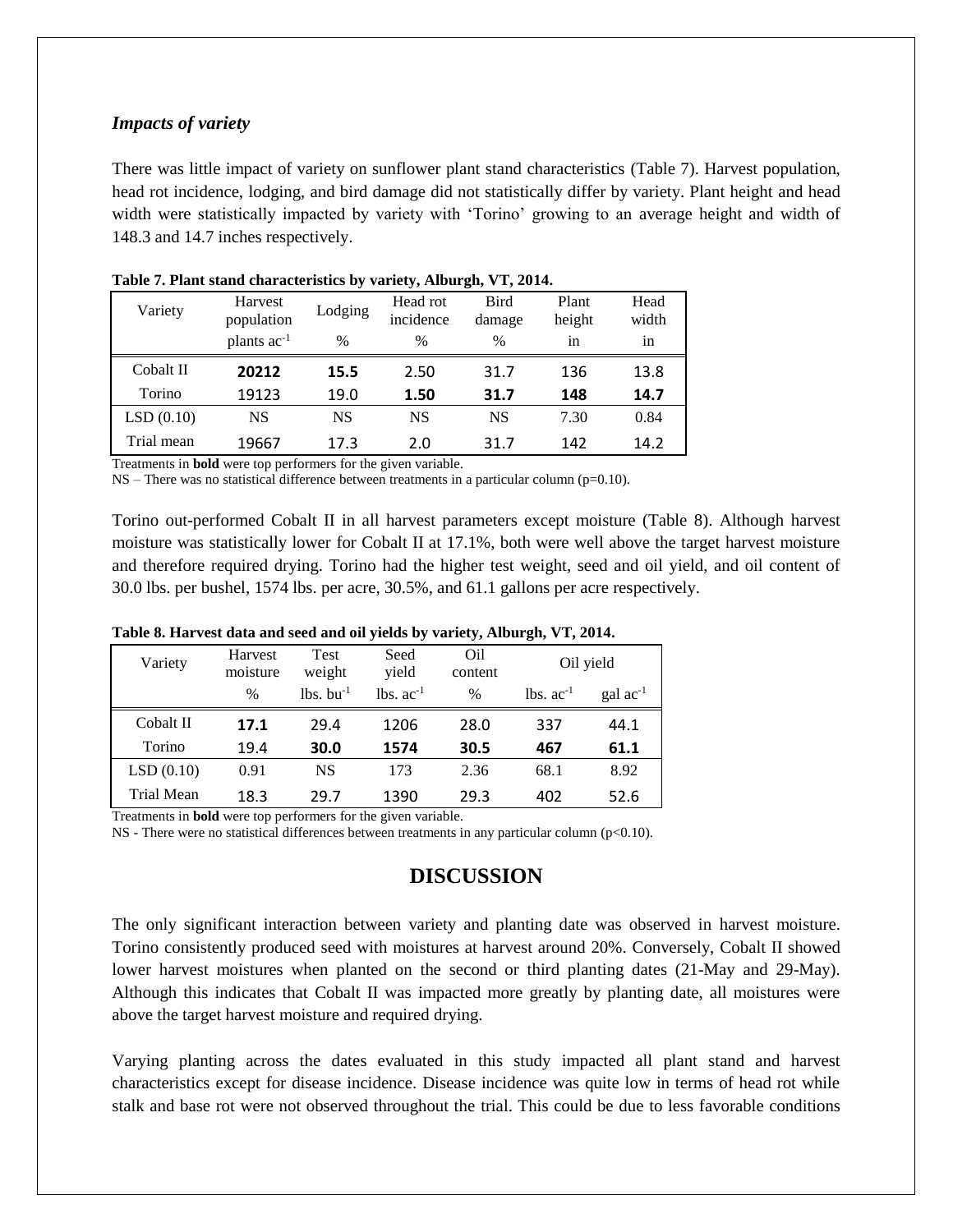### *Impacts of variety*

There was little impact of variety on sunflower plant stand characteristics (Table 7). Harvest population, head rot incidence, lodging, and bird damage did not statistically differ by variety. Plant height and head width were statistically impacted by variety with 'Torino' growing to an average height and width of 148.3 and 14.7 inches respectively.

**Table 7. Plant stand characteristics by variety, Alburgh, VT, 2014.**

| Variety | Harvest population | Lodging | Head rot incidence | Bird damage | Plant height | Head width |
|---|---|---|---|---|---|---|
| | plants $ac^{-1}$ | % | % | % | in | in |
| Cobalt II | **20212** | **15.5** | 2.50 | 31.7 | 136 | 13.8 |
| Torino | 19123 | 19.0 | **1.50** | **31.7** | **148** | **14.7** |
| LSD (0.10) | NS | NS | NS | NS | 7.30 | 0.84 |
| Trial mean | 19667 | 17.3 | 2.0 | 31.7 | 142 | 14.2 |

Treatments in **bold** were top performers for the given variable.
NS – There was no statistical difference between treatments in a particular column (p=0.10).

Torino out-performed Cobalt II in all harvest parameters except moisture (Table 8). Although harvest moisture was statistically lower for Cobalt II at 17.1%, both were well above the target harvest moisture and therefore required drying. Torino had the higher test weight, seed and oil yield, and oil content of 30.0 lbs. per bushel, 1574 lbs. per acre, 30.5%, and 61.1 gallons per acre respectively.

**Table 8. Harvest data and seed and oil yields by variety, Alburgh, VT, 2014.**

| Variety | Harvest moisture | Test weight | Seed yield | Oil content | Oil yield | |
|---|---|---|---|---|---|---|
| | % | lbs. $bu^{-1}$ | lbs. $ac^{-1}$ | % | lbs. $ac^{-1}$ | gal $ac^{-1}$ |
| Cobalt II | **17.1** | 29.4 | 1206 | 28.0 | 337 | 44.1 |
| Torino | 19.4 | **30.0** | **1574** | **30.5** | **467** | **61.1** |
| LSD (0.10) | 0.91 | NS | 173 | 2.36 | 68.1 | 8.92 |
| Trial Mean | 18.3 | 29.7 | 1390 | 29.3 | 402 | 52.6 |

Treatments in **bold** were top performers for the given variable.
NS - There were no statistical differences between treatments in any particular column (p<0.10).

## DISCUSSION

The only significant interaction between variety and planting date was observed in harvest moisture. Torino consistently produced seed with moistures at harvest around 20%. Conversely, Cobalt II showed lower harvest moistures when planted on the second or third planting dates (21-May and 29-May). Although this indicates that Cobalt II was impacted more greatly by planting date, all moistures were above the target harvest moisture and required drying.

Varying planting across the dates evaluated in this study impacted all plant stand and harvest characteristics except for disease incidence. Disease incidence was quite low in terms of head rot while stalk and base rot were not observed throughout the trial. This could be due to less favorable conditions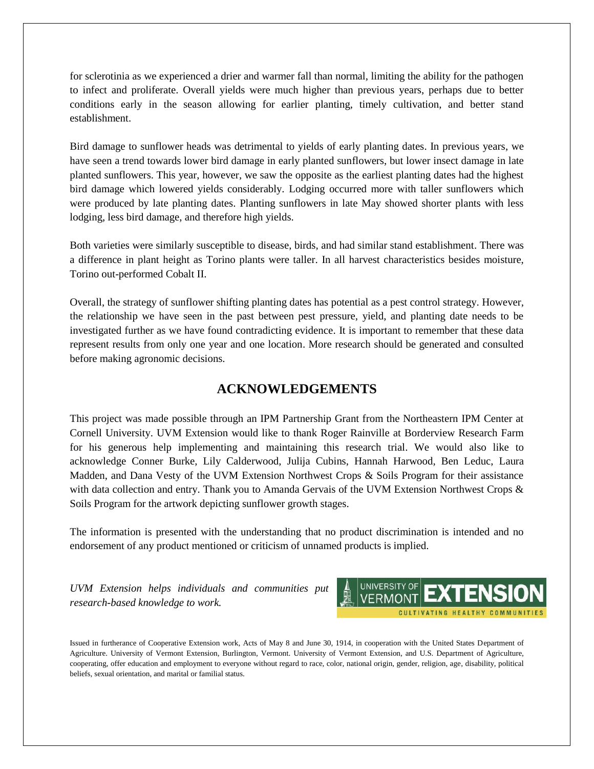for sclerotinia as we experienced a drier and warmer fall than normal, limiting the ability for the pathogen to infect and proliferate. Overall yields were much higher than previous years, perhaps due to better conditions early in the season allowing for earlier planting, timely cultivation, and better stand establishment.

Bird damage to sunflower heads was detrimental to yields of early planting dates. In previous years, we have seen a trend towards lower bird damage in early planted sunflowers, but lower insect damage in late planted sunflowers. This year, however, we saw the opposite as the earliest planting dates had the highest bird damage which lowered yields considerably. Lodging occurred more with taller sunflowers which were produced by late planting dates. Planting sunflowers in late May showed shorter plants with less lodging, less bird damage, and therefore high yields.

Both varieties were similarly susceptible to disease, birds, and had similar stand establishment. There was a difference in plant height as Torino plants were taller. In all harvest characteristics besides moisture, Torino out-performed Cobalt II.

Overall, the strategy of sunflower shifting planting dates has potential as a pest control strategy. However, the relationship we have seen in the past between pest pressure, yield, and planting date needs to be investigated further as we have found contradicting evidence. It is important to remember that these data represent results from only one year and one location. More research should be generated and consulted before making agronomic decisions.

## ACKNOWLEDGEMENTS

This project was made possible through an IPM Partnership Grant from the Northeastern IPM Center at Cornell University. UVM Extension would like to thank Roger Rainville at Borderview Research Farm for his generous help implementing and maintaining this research trial. We would also like to acknowledge Conner Burke, Lily Calderwood, Julija Cubins, Hannah Harwood, Ben Leduc, Laura Madden, and Dana Vesty of the UVM Extension Northwest Crops & Soils Program for their assistance with data collection and entry. Thank you to Amanda Gervais of the UVM Extension Northwest Crops & Soils Program for the artwork depicting sunflower growth stages.

The information is presented with the understanding that no product discrimination is intended and no endorsement of any product mentioned or criticism of unnamed products is implied.

*UVM Extension helps individuals and communities put research-based knowledge to work.*

UNIVERSITY OF VERMONT EXTENSION
CULTIVATING HEALTHY COMMUNITIES

Issued in furtherance of Cooperative Extension work, Acts of May 8 and June 30, 1914, in cooperation with the United States Department of Agriculture. University of Vermont Extension, Burlington, Vermont. University of Vermont Extension, and U.S. Department of Agriculture, cooperating, offer education and employment to everyone without regard to race, color, national origin, gender, religion, age, disability, political beliefs, sexual orientation, and marital or familial status.